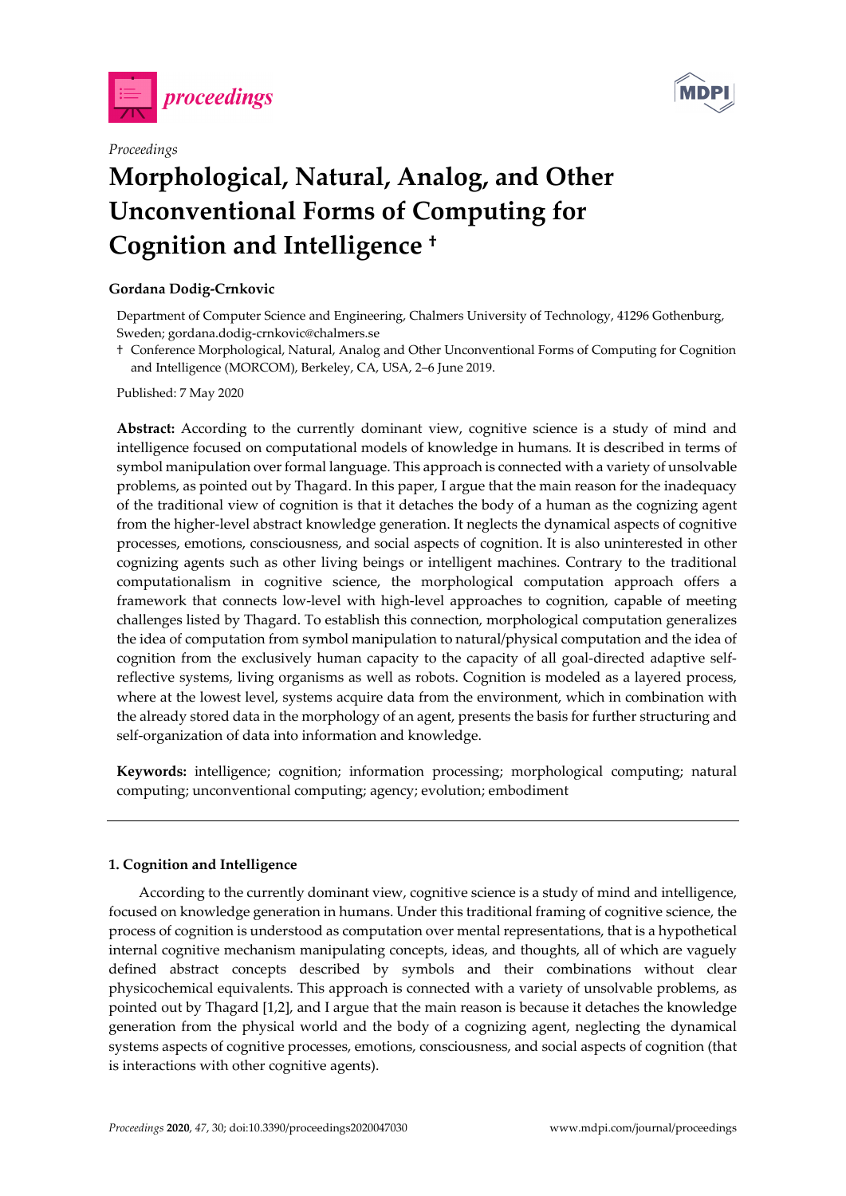*Proceedings*

# Morphological, Natural, Analog, and Other Unconventional Forms of Computing for Cognition and Intelligence †

**Gordana Dodig-Crnkovic**

Department of Computer Science and Engineering, Chalmers University of Technology, 41296 Gothenburg, Sweden; gordana.dodig-crnkovic@chalmers.se

† Conference Morphological, Natural, Analog and Other Unconventional Forms of Computing for Cognition and Intelligence (MORCOM), Berkeley, CA, USA, 2–6 June 2019.

Published: 7 May 2020

**Abstract:** According to the currently dominant view, cognitive science is a study of mind and intelligence focused on computational models of knowledge in humans. It is described in terms of symbol manipulation over formal language. This approach is connected with a variety of unsolvable problems, as pointed out by Thagard. In this paper, I argue that the main reason for the inadequacy of the traditional view of cognition is that it detaches the body of a human as the cognizing agent from the higher-level abstract knowledge generation. It neglects the dynamical aspects of cognitive processes, emotions, consciousness, and social aspects of cognition. It is also uninterested in other cognizing agents such as other living beings or intelligent machines. Contrary to the traditional computationalism in cognitive science, the morphological computation approach offers a framework that connects low-level with high-level approaches to cognition, capable of meeting challenges listed by Thagard. To establish this connection, morphological computation generalizes the idea of computation from symbol manipulation to natural/physical computation and the idea of cognition from the exclusively human capacity to the capacity of all goal-directed adaptive self-reflective systems, living organisms as well as robots. Cognition is modeled as a layered process, where at the lowest level, systems acquire data from the environment, which in combination with the already stored data in the morphology of an agent, presents the basis for further structuring and self-organization of data into information and knowledge.

**Keywords:** intelligence; cognition; information processing; morphological computing; natural computing; unconventional computing; agency; evolution; embodiment

## 1. Cognition and Intelligence

According to the currently dominant view, cognitive science is a study of mind and intelligence, focused on knowledge generation in humans. Under this traditional framing of cognitive science, the process of cognition is understood as computation over mental representations, that is a hypothetical internal cognitive mechanism manipulating concepts, ideas, and thoughts, all of which are vaguely defined abstract concepts described by symbols and their combinations without clear physicochemical equivalents. This approach is connected with a variety of unsolvable problems, as pointed out by Thagard [1,2], and I argue that the main reason is because it detaches the knowledge generation from the physical world and the body of a cognizing agent, neglecting the dynamical systems aspects of cognitive processes, emotions, consciousness, and social aspects of cognition (that is interactions with other cognitive agents).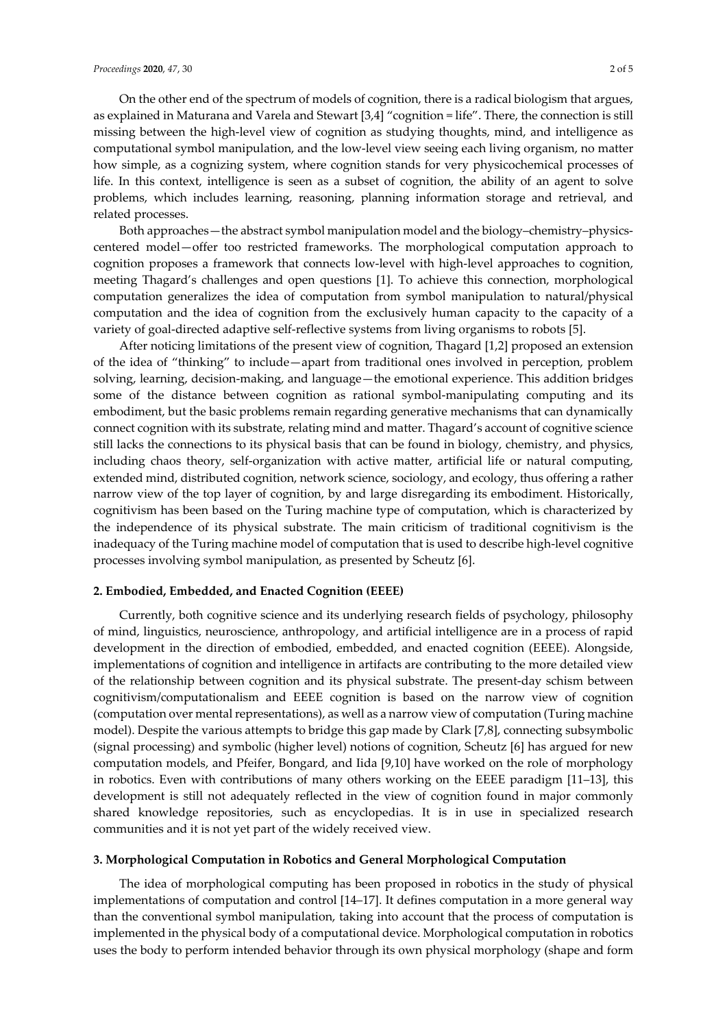On the other end of the spectrum of models of cognition, there is a radical biologism that argues, as explained in Maturana and Varela and Stewart [3,4] "cognition = life". There, the connection is still missing between the high-level view of cognition as studying thoughts, mind, and intelligence as computational symbol manipulation, and the low-level view seeing each living organism, no matter how simple, as a cognizing system, where cognition stands for very physicochemical processes of life. In this context, intelligence is seen as a subset of cognition, the ability of an agent to solve problems, which includes learning, reasoning, planning information storage and retrieval, and related processes.

Both approaches—the abstract symbol manipulation model and the biology–chemistry–physics-centered model—offer too restricted frameworks. The morphological computation approach to cognition proposes a framework that connects low-level with high-level approaches to cognition, meeting Thagard's challenges and open questions [1]. To achieve this connection, morphological computation generalizes the idea of computation from symbol manipulation to natural/physical computation and the idea of cognition from the exclusively human capacity to the capacity of a variety of goal-directed adaptive self-reflective systems from living organisms to robots [5].

After noticing limitations of the present view of cognition, Thagard [1,2] proposed an extension of the idea of "thinking" to include—apart from traditional ones involved in perception, problem solving, learning, decision-making, and language—the emotional experience. This addition bridges some of the distance between cognition as rational symbol-manipulating computing and its embodiment, but the basic problems remain regarding generative mechanisms that can dynamically connect cognition with its substrate, relating mind and matter. Thagard's account of cognitive science still lacks the connections to its physical basis that can be found in biology, chemistry, and physics, including chaos theory, self-organization with active matter, artificial life or natural computing, extended mind, distributed cognition, network science, sociology, and ecology, thus offering a rather narrow view of the top layer of cognition, by and large disregarding its embodiment. Historically, cognitivism has been based on the Turing machine type of computation, which is characterized by the independence of its physical substrate. The main criticism of traditional cognitivism is the inadequacy of the Turing machine model of computation that is used to describe high-level cognitive processes involving symbol manipulation, as presented by Scheutz [6].

## 2. Embodied, Embedded, and Enacted Cognition (EEEE)

Currently, both cognitive science and its underlying research fields of psychology, philosophy of mind, linguistics, neuroscience, anthropology, and artificial intelligence are in a process of rapid development in the direction of embodied, embedded, and enacted cognition (EEEE). Alongside, implementations of cognition and intelligence in artifacts are contributing to the more detailed view of the relationship between cognition and its physical substrate. The present-day schism between cognitivism/computationalism and EEEE cognition is based on the narrow view of cognition (computation over mental representations), as well as a narrow view of computation (Turing machine model). Despite the various attempts to bridge this gap made by Clark [7,8], connecting subsymbolic (signal processing) and symbolic (higher level) notions of cognition, Scheutz [6] has argued for new computation models, and Pfeifer, Bongard, and Iida [9,10] have worked on the role of morphology in robotics. Even with contributions of many others working on the EEEE paradigm [11–13], this development is still not adequately reflected in the view of cognition found in major commonly shared knowledge repositories, such as encyclopedias. It is in use in specialized research communities and it is not yet part of the widely received view.

## 3. Morphological Computation in Robotics and General Morphological Computation

The idea of morphological computing has been proposed in robotics in the study of physical implementations of computation and control [14–17]. It defines computation in a more general way than the conventional symbol manipulation, taking into account that the process of computation is implemented in the physical body of a computational device. Morphological computation in robotics uses the body to perform intended behavior through its own physical morphology (shape and form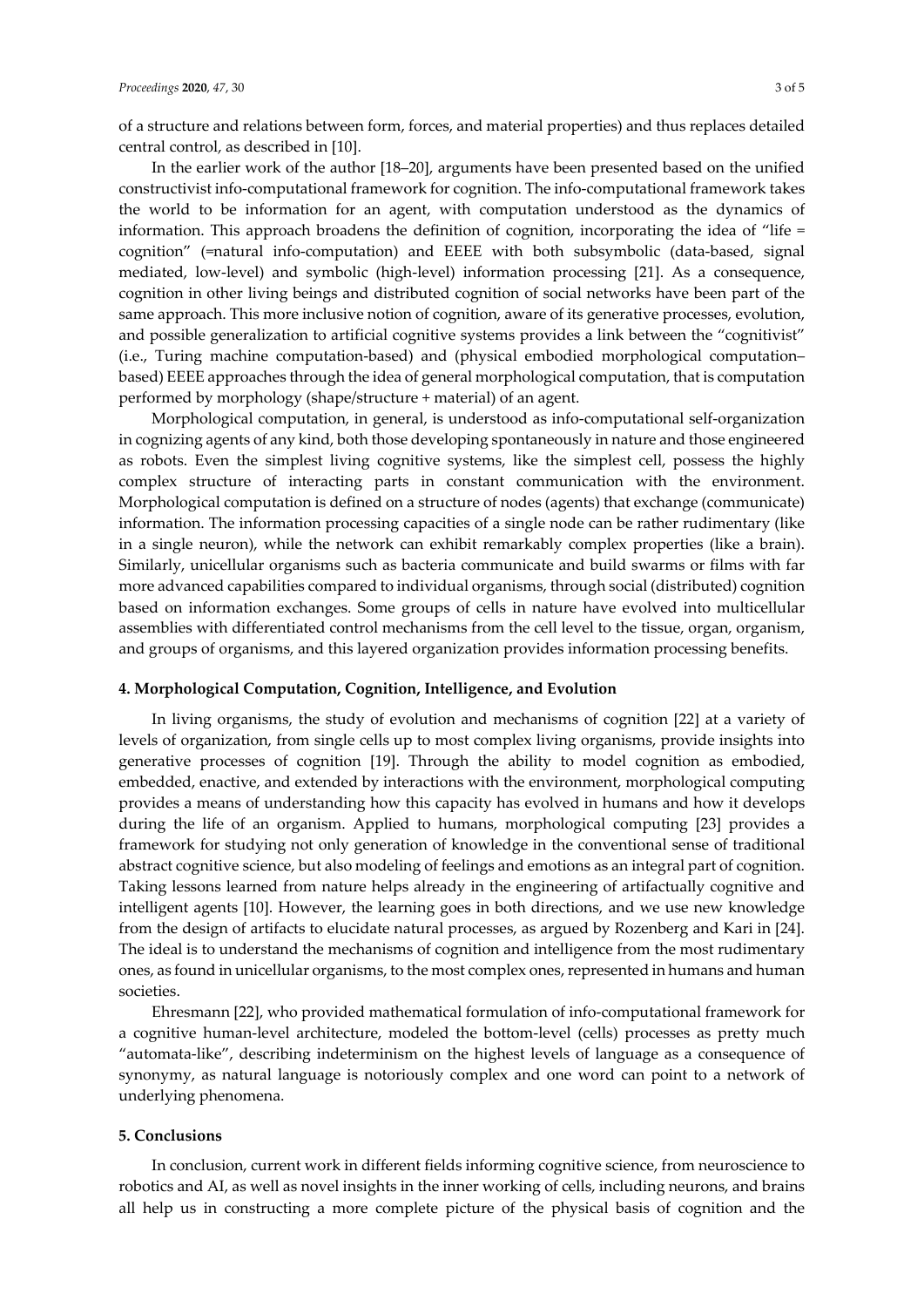of a structure and relations between form, forces, and material properties) and thus replaces detailed central control, as described in [10].

In the earlier work of the author [18–20], arguments have been presented based on the unified constructivist info-computational framework for cognition. The info-computational framework takes the world to be information for an agent, with computation understood as the dynamics of information. This approach broadens the definition of cognition, incorporating the idea of "life = cognition" (=natural info-computation) and EEEE with both subsymbolic (data-based, signal mediated, low-level) and symbolic (high-level) information processing [21]. As a consequence, cognition in other living beings and distributed cognition of social networks have been part of the same approach. This more inclusive notion of cognition, aware of its generative processes, evolution, and possible generalization to artificial cognitive systems provides a link between the "cognitivist" (i.e., Turing machine computation-based) and (physical embodied morphological computation–based) EEEE approaches through the idea of general morphological computation, that is computation performed by morphology (shape/structure + material) of an agent.

Morphological computation, in general, is understood as info-computational self-organization in cognizing agents of any kind, both those developing spontaneously in nature and those engineered as robots. Even the simplest living cognitive systems, like the simplest cell, possess the highly complex structure of interacting parts in constant communication with the environment. Morphological computation is defined on a structure of nodes (agents) that exchange (communicate) information. The information processing capacities of a single node can be rather rudimentary (like in a single neuron), while the network can exhibit remarkably complex properties (like a brain). Similarly, unicellular organisms such as bacteria communicate and build swarms or films with far more advanced capabilities compared to individual organisms, through social (distributed) cognition based on information exchanges. Some groups of cells in nature have evolved into multicellular assemblies with differentiated control mechanisms from the cell level to the tissue, organ, organism, and groups of organisms, and this layered organization provides information processing benefits.

## 4. Morphological Computation, Cognition, Intelligence, and Evolution

In living organisms, the study of evolution and mechanisms of cognition [22] at a variety of levels of organization, from single cells up to most complex living organisms, provide insights into generative processes of cognition [19]. Through the ability to model cognition as embodied, embedded, enactive, and extended by interactions with the environment, morphological computing provides a means of understanding how this capacity has evolved in humans and how it develops during the life of an organism. Applied to humans, morphological computing [23] provides a framework for studying not only generation of knowledge in the conventional sense of traditional abstract cognitive science, but also modeling of feelings and emotions as an integral part of cognition. Taking lessons learned from nature helps already in the engineering of artifactually cognitive and intelligent agents [10]. However, the learning goes in both directions, and we use new knowledge from the design of artifacts to elucidate natural processes, as argued by Rozenberg and Kari in [24]. The ideal is to understand the mechanisms of cognition and intelligence from the most rudimentary ones, as found in unicellular organisms, to the most complex ones, represented in humans and human societies.

Ehresmann [22], who provided mathematical formulation of info-computational framework for a cognitive human-level architecture, modeled the bottom-level (cells) processes as pretty much "automata-like", describing indeterminism on the highest levels of language as a consequence of synonymy, as natural language is notoriously complex and one word can point to a network of underlying phenomena.

## 5. Conclusions

In conclusion, current work in different fields informing cognitive science, from neuroscience to robotics and AI, as well as novel insights in the inner working of cells, including neurons, and brains all help us in constructing a more complete picture of the physical basis of cognition and the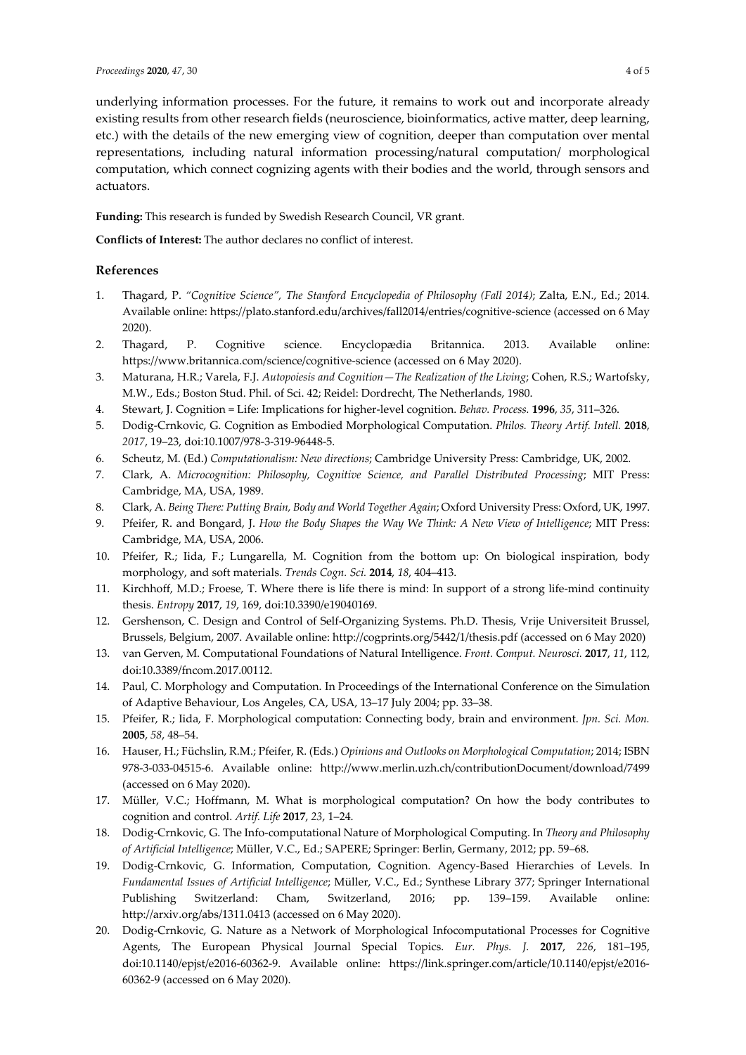underlying information processes. For the future, it remains to work out and incorporate already existing results from other research fields (neuroscience, bioinformatics, active matter, deep learning, etc.) with the details of the new emerging view of cognition, deeper than computation over mental representations, including natural information processing/natural computation/ morphological computation, which connect cognizing agents with their bodies and the world, through sensors and actuators.

**Funding:** This research is funded by Swedish Research Council, VR grant.

**Conflicts of Interest:** The author declares no conflict of interest.

## References

1. Thagard, P. *"Cognitive Science", The Stanford Encyclopedia of Philosophy (Fall 2014)*; Zalta, E.N., Ed.; 2014. Available online: https://plato.stanford.edu/archives/fall2014/entries/cognitive-science (accessed on 6 May 2020).
2. Thagard, P. Cognitive science. Encyclopædia Britannica. 2013. Available online: https://www.britannica.com/science/cognitive-science (accessed on 6 May 2020).
3. Maturana, H.R.; Varela, F.J. *Autopoiesis and Cognition—The Realization of the Living*; Cohen, R.S.; Wartofsky, M.W., Eds.; Boston Stud. Phil. of Sci. 42; Reidel: Dordrecht, The Netherlands, 1980.
4. Stewart, J. Cognition = Life: Implications for higher-level cognition. *Behav. Process.* **1996**, *35*, 311–326.
5. Dodig-Crnkovic, G. Cognition as Embodied Morphological Computation. *Philos. Theory Artif. Intell.* **2018**, *2017*, 19–23, doi:10.1007/978-3-319-96448-5.
6. Scheutz, M. (Ed.) *Computationalism: New directions*; Cambridge University Press: Cambridge, UK, 2002.
7. Clark, A. *Microcognition: Philosophy, Cognitive Science, and Parallel Distributed Processing*; MIT Press: Cambridge, MA, USA, 1989.
8. Clark, A. *Being There: Putting Brain, Body and World Together Again*; Oxford University Press: Oxford, UK, 1997.
9. Pfeifer, R. and Bongard, J. *How the Body Shapes the Way We Think: A New View of Intelligence*; MIT Press: Cambridge, MA, USA, 2006.
10. Pfeifer, R.; Iida, F.; Lungarella, M. Cognition from the bottom up: On biological inspiration, body morphology, and soft materials. *Trends Cogn. Sci.* **2014**, *18*, 404–413.
11. Kirchhoff, M.D.; Froese, T. Where there is life there is mind: In support of a strong life-mind continuity thesis. *Entropy* **2017**, *19*, 169, doi:10.3390/e19040169.
12. Gershenson, C. Design and Control of Self-Organizing Systems. Ph.D. Thesis, Vrije Universiteit Brussel, Brussels, Belgium, 2007. Available online: http://cogprints.org/5442/1/thesis.pdf (accessed on 6 May 2020)
13. van Gerven, M. Computational Foundations of Natural Intelligence. *Front. Comput. Neurosci.* **2017**, *11*, 112, doi:10.3389/fncom.2017.00112.
14. Paul, C. Morphology and Computation. In Proceedings of the International Conference on the Simulation of Adaptive Behaviour, Los Angeles, CA, USA, 13–17 July 2004; pp. 33–38.
15. Pfeifer, R.; Iida, F. Morphological computation: Connecting body, brain and environment. *Jpn. Sci. Mon.* **2005**, *58*, 48–54.
16. Hauser, H.; Füchslin, R.M.; Pfeifer, R. (Eds.) *Opinions and Outlooks on Morphological Computation*; 2014; ISBN 978-3-033-04515-6. Available online: http://www.merlin.uzh.ch/contributionDocument/download/7499 (accessed on 6 May 2020).
17. Müller, V.C.; Hoffmann, M. What is morphological computation? On how the body contributes to cognition and control. *Artif. Life* **2017**, *23*, 1–24.
18. Dodig-Crnkovic, G. The Info-computational Nature of Morphological Computing. In *Theory and Philosophy of Artificial Intelligence*; Müller, V.C., Ed.; SAPERE; Springer: Berlin, Germany, 2012; pp. 59–68.
19. Dodig-Crnkovic, G. Information, Computation, Cognition. Agency-Based Hierarchies of Levels. In *Fundamental Issues of Artificial Intelligence*; Müller, V.C., Ed.; Synthese Library 377; Springer International Publishing Switzerland: Cham, Switzerland, 2016; pp. 139–159. Available online: http://arxiv.org/abs/1311.0413 (accessed on 6 May 2020).
20. Dodig-Crnkovic, G. Nature as a Network of Morphological Infocomputational Processes for Cognitive Agents, The European Physical Journal Special Topics. *Eur. Phys. J.* **2017**, *226*, 181–195, doi:10.1140/epjst/e2016-60362-9. Available online: https://link.springer.com/article/10.1140/epjst/e2016-60362-9 (accessed on 6 May 2020).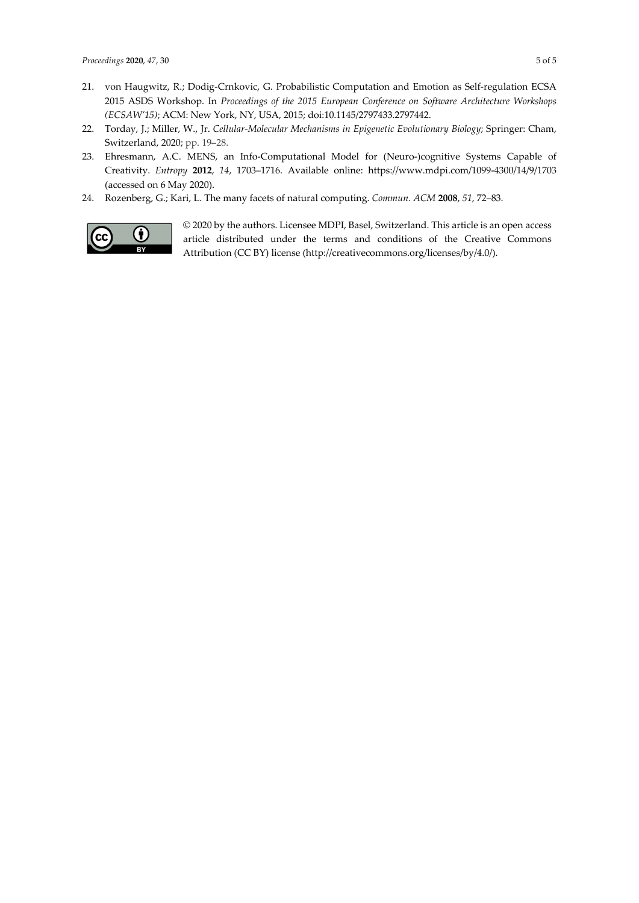21. von Haugwitz, R.; Dodig-Crnkovic, G. Probabilistic Computation and Emotion as Self-regulation ECSA 2015 ASDS Workshop. In *Proceedings of the 2015 European Conference on Software Architecture Workshops (ECSAW'15)*; ACM: New York, NY, USA, 2015; doi:10.1145/2797433.2797442.
22. Torday, J.; Miller, W., Jr. *Cellular-Molecular Mechanisms in Epigenetic Evolutionary Biology*; Springer: Cham, Switzerland, 2020; pp. 19–28.
23. Ehresmann, A.C. MENS, an Info-Computational Model for (Neuro-)cognitive Systems Capable of Creativity. *Entropy* **2012**, *14*, 1703–1716. Available online: https://www.mdpi.com/1099-4300/14/9/1703 (accessed on 6 May 2020).
24. Rozenberg, G.; Kari, L. The many facets of natural computing. *Commun. ACM* **2008**, *51*, 72–83.

© 2020 by the authors. Licensee MDPI, Basel, Switzerland. This article is an open access article distributed under the terms and conditions of the Creative Commons Attribution (CC BY) license (http://creativecommons.org/licenses/by/4.0/).